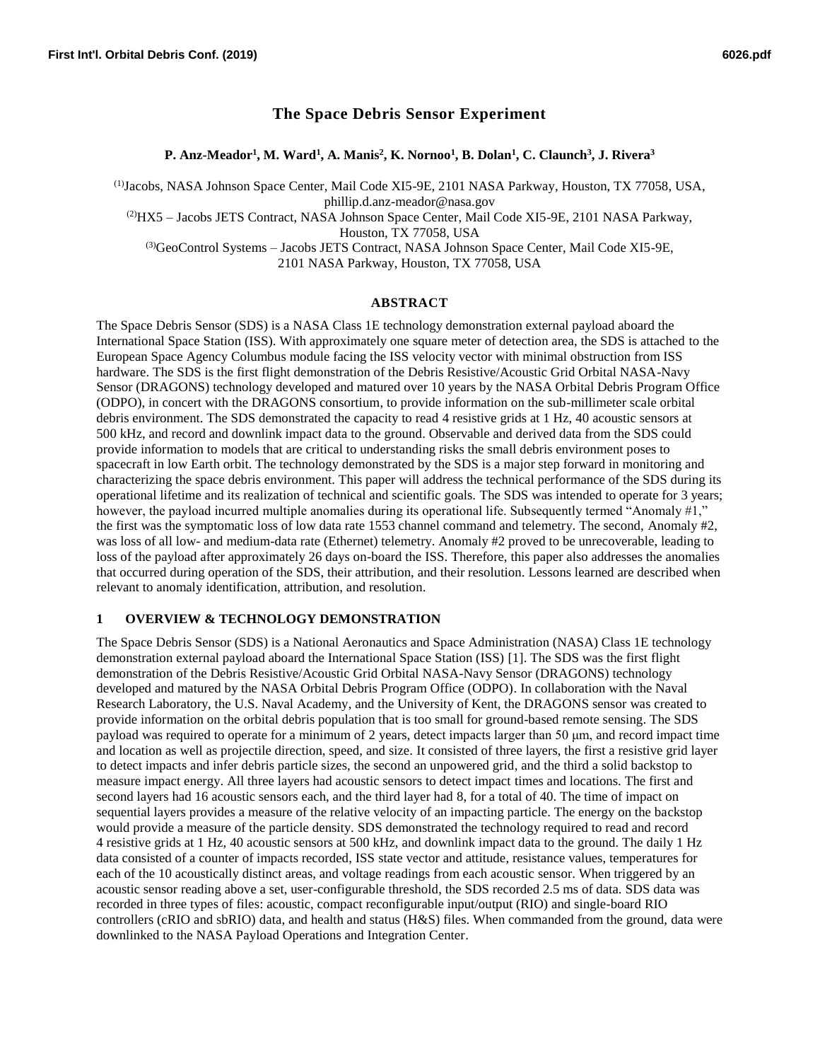# The Space Debris Sensor Experiment

**P. Anz-Meador[1], M. Ward[1], A. Manis[2], K. Nornoo[1], B. Dolan[1], C. Claunch[3], J. Rivera[3]**

(1)Jacobs, NASA Johnson Space Center, Mail Code XI5-9E, 2101 NASA Parkway, Houston, TX 77058, USA, phillip.d.anz-meador@nasa.gov

(2)HX5 – Jacobs JETS Contract, NASA Johnson Space Center, Mail Code XI5-9E, 2101 NASA Parkway, Houston, TX 77058, USA

(3)GeoControl Systems – Jacobs JETS Contract, NASA Johnson Space Center, Mail Code XI5-9E, 2101 NASA Parkway, Houston, TX 77058, USA

## ABSTRACT

The Space Debris Sensor (SDS) is a NASA Class 1E technology demonstration external payload aboard the International Space Station (ISS). With approximately one square meter of detection area, the SDS is attached to the European Space Agency Columbus module facing the ISS velocity vector with minimal obstruction from ISS hardware. The SDS is the first flight demonstration of the Debris Resistive/Acoustic Grid Orbital NASA-Navy Sensor (DRAGONS) technology developed and matured over 10 years by the NASA Orbital Debris Program Office (ODPO), in concert with the DRAGONS consortium, to provide information on the sub-millimeter scale orbital debris environment. The SDS demonstrated the capacity to read 4 resistive grids at 1 Hz, 40 acoustic sensors at 500 kHz, and record and downlink impact data to the ground. Observable and derived data from the SDS could provide information to models that are critical to understanding risks the small debris environment poses to spacecraft in low Earth orbit. The technology demonstrated by the SDS is a major step forward in monitoring and characterizing the space debris environment. This paper will address the technical performance of the SDS during its operational lifetime and its realization of technical and scientific goals. The SDS was intended to operate for 3 years; however, the payload incurred multiple anomalies during its operational life. Subsequently termed "Anomaly #1," the first was the symptomatic loss of low data rate 1553 channel command and telemetry. The second, Anomaly #2, was loss of all low- and medium-data rate (Ethernet) telemetry. Anomaly #2 proved to be unrecoverable, leading to loss of the payload after approximately 26 days on-board the ISS. Therefore, this paper also addresses the anomalies that occurred during operation of the SDS, their attribution, and their resolution. Lessons learned are described when relevant to anomaly identification, attribution, and resolution.

## 1 OVERVIEW & TECHNOLOGY DEMONSTRATION

The Space Debris Sensor (SDS) is a National Aeronautics and Space Administration (NASA) Class 1E technology demonstration external payload aboard the International Space Station (ISS) [1]. The SDS was the first flight demonstration of the Debris Resistive/Acoustic Grid Orbital NASA-Navy Sensor (DRAGONS) technology developed and matured by the NASA Orbital Debris Program Office (ODPO). In collaboration with the Naval Research Laboratory, the U.S. Naval Academy, and the University of Kent, the DRAGONS sensor was created to provide information on the orbital debris population that is too small for ground-based remote sensing. The SDS payload was required to operate for a minimum of 2 years, detect impacts larger than 50 μm, and record impact time and location as well as projectile direction, speed, and size. It consisted of three layers, the first a resistive grid layer to detect impacts and infer debris particle sizes, the second an unpowered grid, and the third a solid backstop to measure impact energy. All three layers had acoustic sensors to detect impact times and locations. The first and second layers had 16 acoustic sensors each, and the third layer had 8, for a total of 40. The time of impact on sequential layers provides a measure of the relative velocity of an impacting particle. The energy on the backstop would provide a measure of the particle density. SDS demonstrated the technology required to read and record 4 resistive grids at 1 Hz, 40 acoustic sensors at 500 kHz, and downlink impact data to the ground. The daily 1 Hz data consisted of a counter of impacts recorded, ISS state vector and attitude, resistance values, temperatures for each of the 10 acoustically distinct areas, and voltage readings from each acoustic sensor. When triggered by an acoustic sensor reading above a set, user-configurable threshold, the SDS recorded 2.5 ms of data. SDS data was recorded in three types of files: acoustic, compact reconfigurable input/output (RIO) and single-board RIO controllers (cRIO and sbRIO) data, and health and status (H&S) files. When commanded from the ground, data were downlinked to the NASA Payload Operations and Integration Center.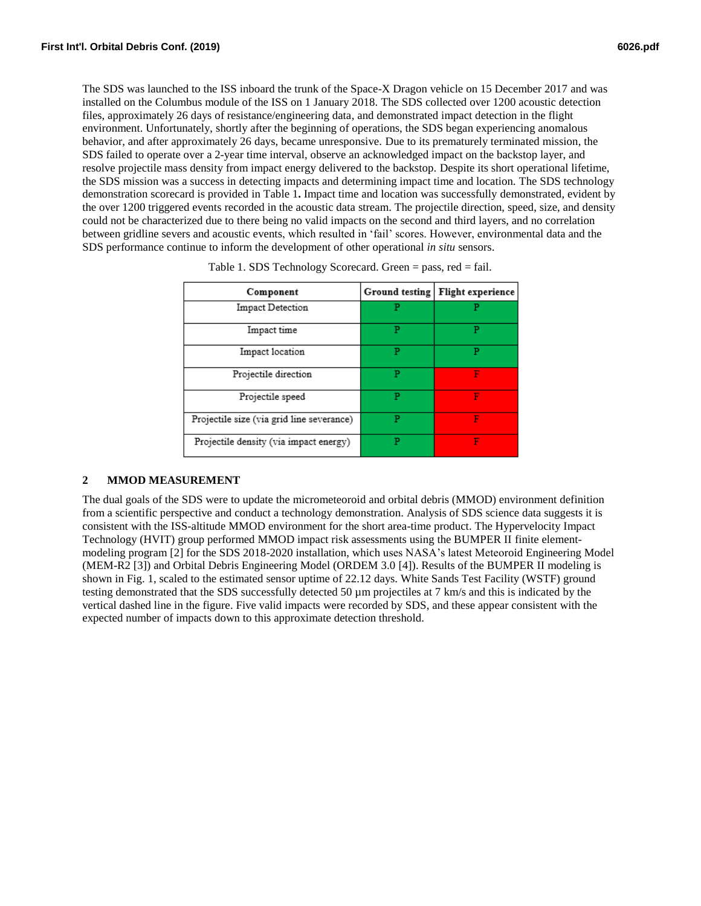The SDS was launched to the ISS inboard the trunk of the Space-X Dragon vehicle on 15 December 2017 and was installed on the Columbus module of the ISS on 1 January 2018. The SDS collected over 1200 acoustic detection files, approximately 26 days of resistance/engineering data, and demonstrated impact detection in the flight environment. Unfortunately, shortly after the beginning of operations, the SDS began experiencing anomalous behavior, and after approximately 26 days, became unresponsive. Due to its prematurely terminated mission, the SDS failed to operate over a 2-year time interval, observe an acknowledged impact on the backstop layer, and resolve projectile mass density from impact energy delivered to the backstop. Despite its short operational lifetime, the SDS mission was a success in detecting impacts and determining impact time and location. The SDS technology demonstration scorecard is provided in Table 1**.** Impact time and location was successfully demonstrated, evident by the over 1200 triggered events recorded in the acoustic data stream. The projectile direction, speed, size, and density could not be characterized due to there being no valid impacts on the second and third layers, and no correlation between gridline severs and acoustic events, which resulted in 'fail' scores. However, environmental data and the SDS performance continue to inform the development of other operational *in situ* sensors.

Table 1. SDS Technology Scorecard. Green = pass, red = fail.

| Component | Ground testing | Flight experience |
|---|---|---|
| Impact Detection | P | P |
| Impact time | P | P |
| Impact location | P | P |
| Projectile direction | P | F |
| Projectile speed | P | F |
| Projectile size (via grid line severance) | P | F |
| Projectile density (via impact energy) | P | F |

## 2 MMOD MEASUREMENT

The dual goals of the SDS were to update the micrometeoroid and orbital debris (MMOD) environment definition from a scientific perspective and conduct a technology demonstration. Analysis of SDS science data suggests it is consistent with the ISS-altitude MMOD environment for the short area-time product. The Hypervelocity Impact Technology (HVIT) group performed MMOD impact risk assessments using the BUMPER II finite element-modeling program [2] for the SDS 2018-2020 installation, which uses NASA's latest Meteoroid Engineering Model (MEM-R2 [3]) and Orbital Debris Engineering Model (ORDEM 3.0 [4]). Results of the BUMPER II modeling is shown in Fig. 1, scaled to the estimated sensor uptime of 22.12 days. White Sands Test Facility (WSTF) ground testing demonstrated that the SDS successfully detected 50 µm projectiles at 7 km/s and this is indicated by the vertical dashed line in the figure. Five valid impacts were recorded by SDS, and these appear consistent with the expected number of impacts down to this approximate detection threshold.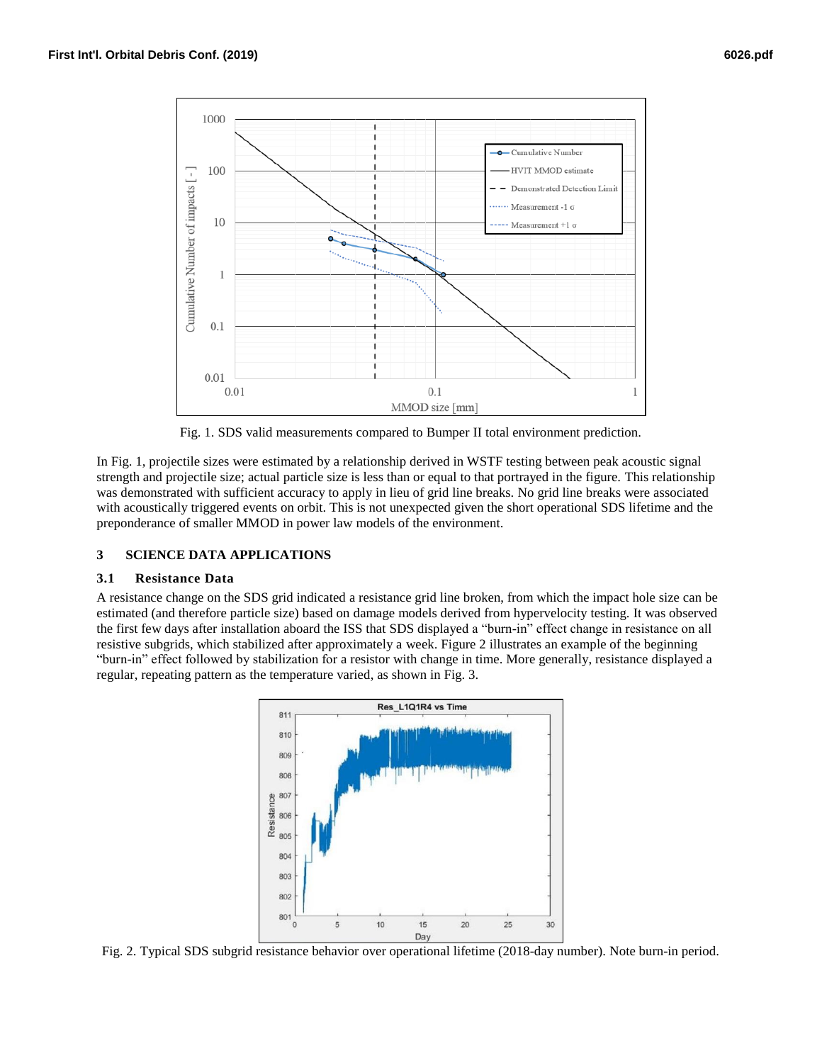Fig. 1. SDS valid measurements compared to Bumper II total environment prediction.

In Fig. 1, projectile sizes were estimated by a relationship derived in WSTF testing between peak acoustic signal strength and projectile size; actual particle size is less than or equal to that portrayed in the figure. This relationship was demonstrated with sufficient accuracy to apply in lieu of grid line breaks. No grid line breaks were associated with acoustically triggered events on orbit. This is not unexpected given the short operational SDS lifetime and the preponderance of smaller MMOD in power law models of the environment.

## 3 SCIENCE DATA APPLICATIONS

### 3.1 Resistance Data

A resistance change on the SDS grid indicated a resistance grid line broken, from which the impact hole size can be estimated (and therefore particle size) based on damage models derived from hypervelocity testing. It was observed the first few days after installation aboard the ISS that SDS displayed a "burn-in" effect change in resistance on all resistive subgrids, which stabilized after approximately a week. Figure 2 illustrates an example of the beginning "burn-in" effect followed by stabilization for a resistor with change in time. More generally, resistance displayed a regular, repeating pattern as the temperature varied, as shown in Fig. 3.

Fig. 2. Typical SDS subgrid resistance behavior over operational lifetime (2018-day number). Note burn-in period.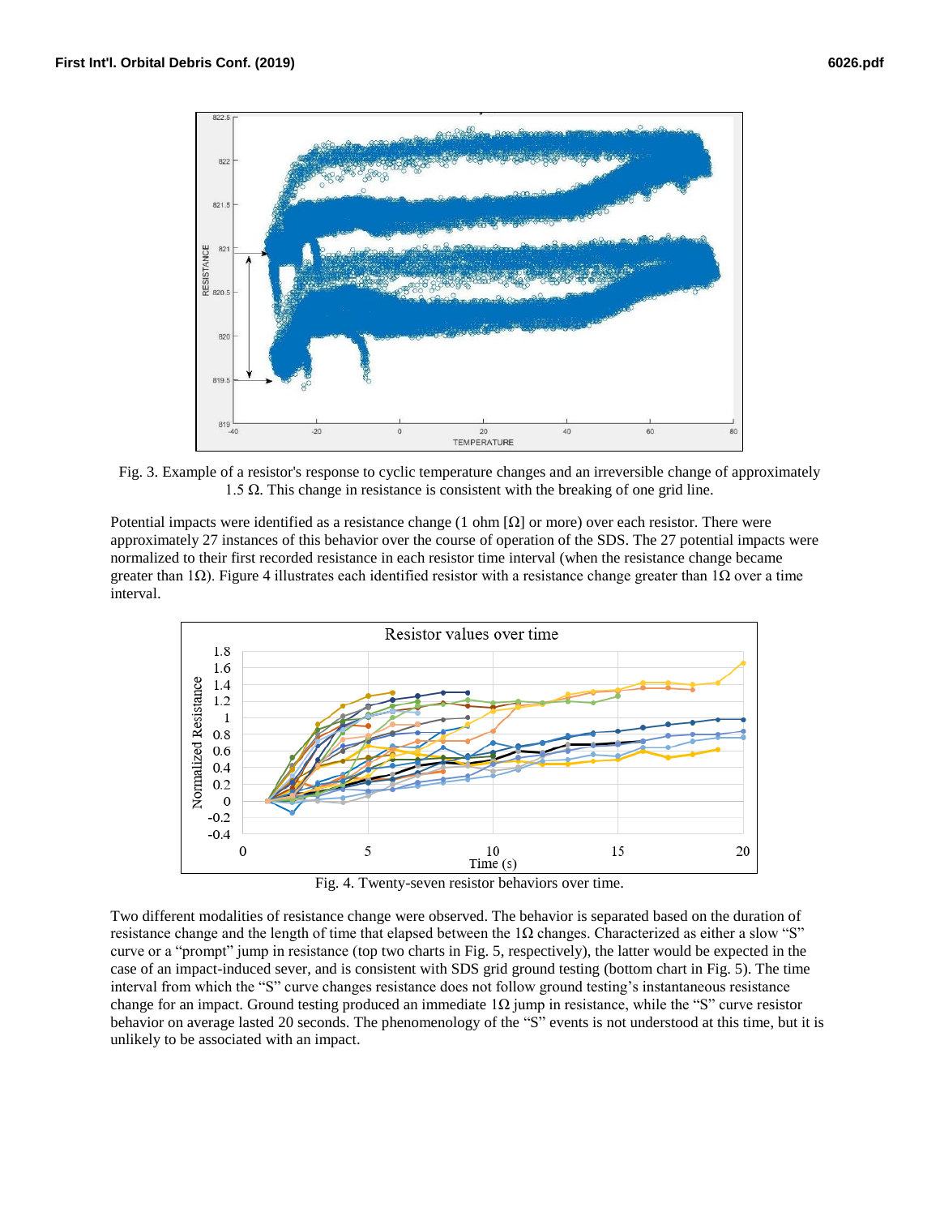Fig. 3. Example of a resistor's response to cyclic temperature changes and an irreversible change of approximately 1.5 Ω. This change in resistance is consistent with the breaking of one grid line.

Potential impacts were identified as a resistance change (1 ohm [Ω] or more) over each resistor. There were approximately 27 instances of this behavior over the course of operation of the SDS. The 27 potential impacts were normalized to their first recorded resistance in each resistor time interval (when the resistance change became greater than 1Ω). Figure 4 illustrates each identified resistor with a resistance change greater than 1Ω over a time interval.

Fig. 4. Twenty-seven resistor behaviors over time.

Two different modalities of resistance change were observed. The behavior is separated based on the duration of resistance change and the length of time that elapsed between the 1Ω changes. Characterized as either a slow "S" curve or a "prompt" jump in resistance (top two charts in Fig. 5, respectively), the latter would be expected in the case of an impact-induced sever, and is consistent with SDS grid ground testing (bottom chart in Fig. 5). The time interval from which the "S" curve changes resistance does not follow ground testing's instantaneous resistance change for an impact. Ground testing produced an immediate 1Ω jump in resistance, while the "S" curve resistor behavior on average lasted 20 seconds. The phenomenology of the "S" events is not understood at this time, but it is unlikely to be associated with an impact.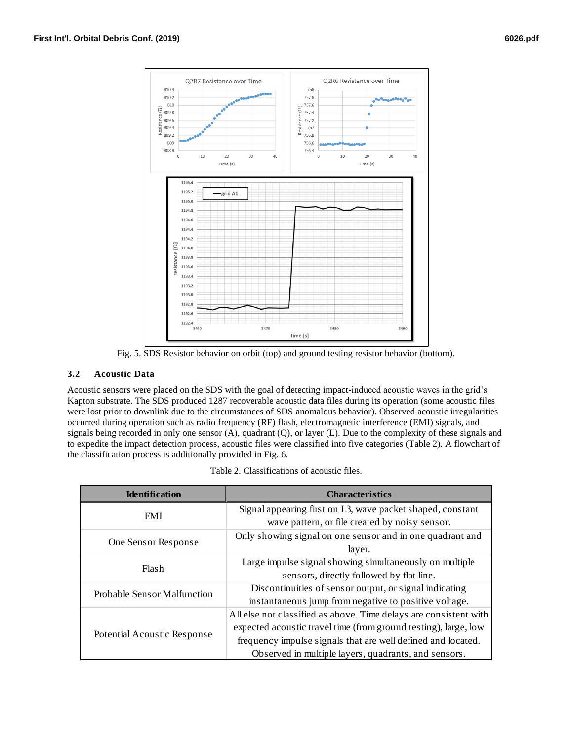Fig. 5. SDS Resistor behavior on orbit (top) and ground testing resistor behavior (bottom).

### 3.2 Acoustic Data

Acoustic sensors were placed on the SDS with the goal of detecting impact-induced acoustic waves in the grid's Kapton substrate. The SDS produced 1287 recoverable acoustic data files during its operation (some acoustic files were lost prior to downlink due to the circumstances of SDS anomalous behavior). Observed acoustic irregularities occurred during operation such as radio frequency (RF) flash, electromagnetic interference (EMI) signals, and signals being recorded in only one sensor (A), quadrant (Q), or layer (L). Due to the complexity of these signals and to expedite the impact detection process, acoustic files were classified into five categories (Table 2). A flowchart of the classification process is additionally provided in Fig. 6.

Table 2. Classifications of acoustic files.

| Identification | Characteristics |
| --- | --- |
| EMI | Signal appearing first on L3, wave packet shaped, constant wave pattern, or file created by noisy sensor. |
| One Sensor Response | Only showing signal on one sensor and in one quadrant and layer. |
| Flash | Large impulse signal showing simultaneously on multiple sensors, directly followed by flat line. |
| Probable Sensor Malfunction | Discontinuities of sensor output, or signal indicating instantaneous jump from negative to positive voltage. |
| Potential Acoustic Response | All else not classified as above. Time delays are consistent with expected acoustic travel time (from ground testing), large, low frequency impulse signals that are well defined and located. Observed in multiple layers, quadrants, and sensors. |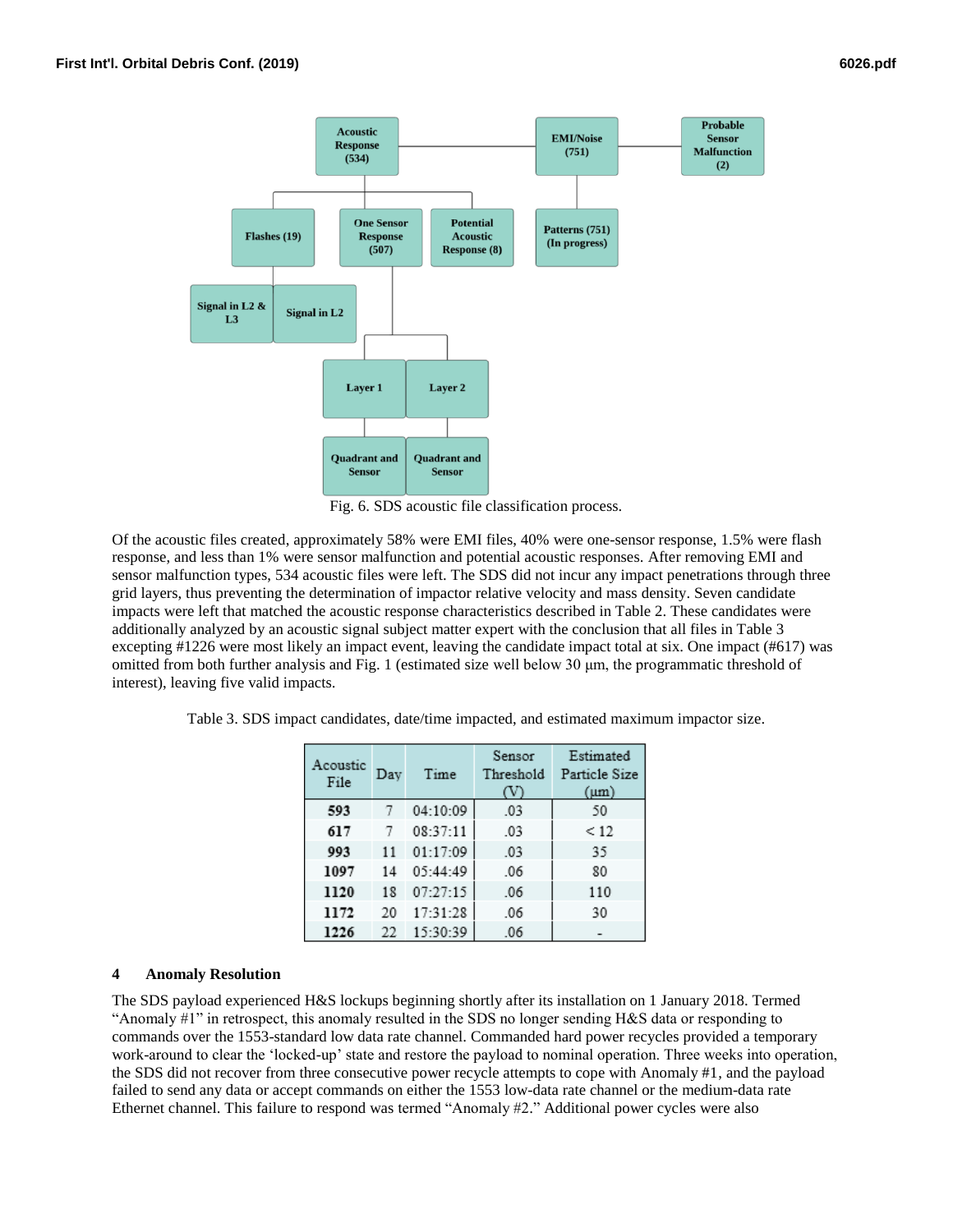Fig. 6. SDS acoustic file classification process.

Of the acoustic files created, approximately 58% were EMI files, 40% were one-sensor response, 1.5% were flash response, and less than 1% were sensor malfunction and potential acoustic responses. After removing EMI and sensor malfunction types, 534 acoustic files were left. The SDS did not incur any impact penetrations through three grid layers, thus preventing the determination of impactor relative velocity and mass density. Seven candidate impacts were left that matched the acoustic response characteristics described in Table 2. These candidates were additionally analyzed by an acoustic signal subject matter expert with the conclusion that all files in Table 3 excepting #1226 were most likely an impact event, leaving the candidate impact total at six. One impact (#617) was omitted from both further analysis and Fig. 1 (estimated size well below 30 μm, the programmatic threshold of interest), leaving five valid impacts.

Table 3. SDS impact candidates, date/time impacted, and estimated maximum impactor size.

| Acoustic File | Day | Time | Sensor Threshold (V) | Estimated Particle Size (μm) |
|---|---|---|---|---|
| **593** | 7 | 04:10:09 | .03 | 50 |
| **617** | 7 | 08:37:11 | .03 | < 12 |
| **993** | 11 | 01:17:09 | .03 | 35 |
| **1097** | 14 | 05:44:49 | .06 | 80 |
| **1120** | 18 | 07:27:15 | .06 | 110 |
| **1172** | 20 | 17:31:28 | .06 | 30 |
| **1226** | 22 | 15:30:39 | .06 | - |

## 4 Anomaly Resolution

The SDS payload experienced H&S lockups beginning shortly after its installation on 1 January 2018. Termed "Anomaly #1" in retrospect, this anomaly resulted in the SDS no longer sending H&S data or responding to commands over the 1553-standard low data rate channel. Commanded hard power recycles provided a temporary work-around to clear the 'locked-up' state and restore the payload to nominal operation. Three weeks into operation, the SDS did not recover from three consecutive power recycle attempts to cope with Anomaly #1, and the payload failed to send any data or accept commands on either the 1553 low-data rate channel or the medium-data rate Ethernet channel. This failure to respond was termed "Anomaly #2." Additional power cycles were also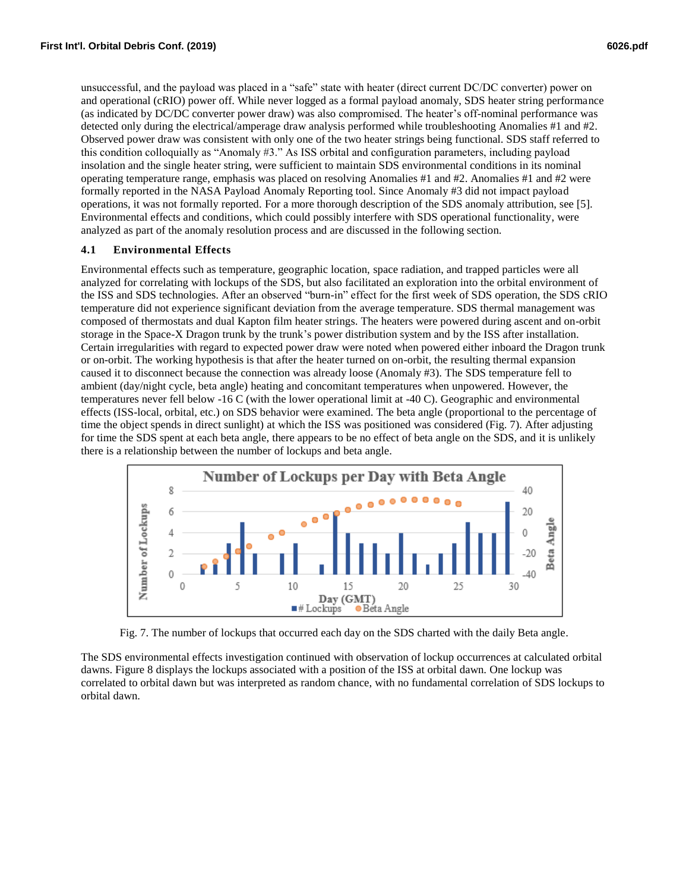unsuccessful, and the payload was placed in a "safe" state with heater (direct current DC/DC converter) power on and operational (cRIO) power off. While never logged as a formal payload anomaly, SDS heater string performance (as indicated by DC/DC converter power draw) was also compromised. The heater's off-nominal performance was detected only during the electrical/amperage draw analysis performed while troubleshooting Anomalies #1 and #2. Observed power draw was consistent with only one of the two heater strings being functional. SDS staff referred to this condition colloquially as "Anomaly #3." As ISS orbital and configuration parameters, including payload insolation and the single heater string, were sufficient to maintain SDS environmental conditions in its nominal operating temperature range, emphasis was placed on resolving Anomalies #1 and #2. Anomalies #1 and #2 were formally reported in the NASA Payload Anomaly Reporting tool. Since Anomaly #3 did not impact payload operations, it was not formally reported. For a more thorough description of the SDS anomaly attribution, see [5]. Environmental effects and conditions, which could possibly interfere with SDS operational functionality, were analyzed as part of the anomaly resolution process and are discussed in the following section.

### 4.1 Environmental Effects

Environmental effects such as temperature, geographic location, space radiation, and trapped particles were all analyzed for correlating with lockups of the SDS, but also facilitated an exploration into the orbital environment of the ISS and SDS technologies. After an observed "burn-in" effect for the first week of SDS operation, the SDS cRIO temperature did not experience significant deviation from the average temperature. SDS thermal management was composed of thermostats and dual Kapton film heater strings. The heaters were powered during ascent and on-orbit storage in the Space-X Dragon trunk by the trunk's power distribution system and by the ISS after installation. Certain irregularities with regard to expected power draw were noted when powered either inboard the Dragon trunk or on-orbit. The working hypothesis is that after the heater turned on on-orbit, the resulting thermal expansion caused it to disconnect because the connection was already loose (Anomaly #3). The SDS temperature fell to ambient (day/night cycle, beta angle) heating and concomitant temperatures when unpowered. However, the temperatures never fell below -16 C (with the lower operational limit at -40 C). Geographic and environmental effects (ISS-local, orbital, etc.) on SDS behavior were examined. The beta angle (proportional to the percentage of time the object spends in direct sunlight) at which the ISS was positioned was considered (Fig. 7). After adjusting for time the SDS spent at each beta angle, there appears to be no effect of beta angle on the SDS, and it is unlikely there is a relationship between the number of lockups and beta angle.

Fig. 7. The number of lockups that occurred each day on the SDS charted with the daily Beta angle.

The SDS environmental effects investigation continued with observation of lockup occurrences at calculated orbital dawns. Figure 8 displays the lockups associated with a position of the ISS at orbital dawn. One lockup was correlated to orbital dawn but was interpreted as random chance, with no fundamental correlation of SDS lockups to orbital dawn.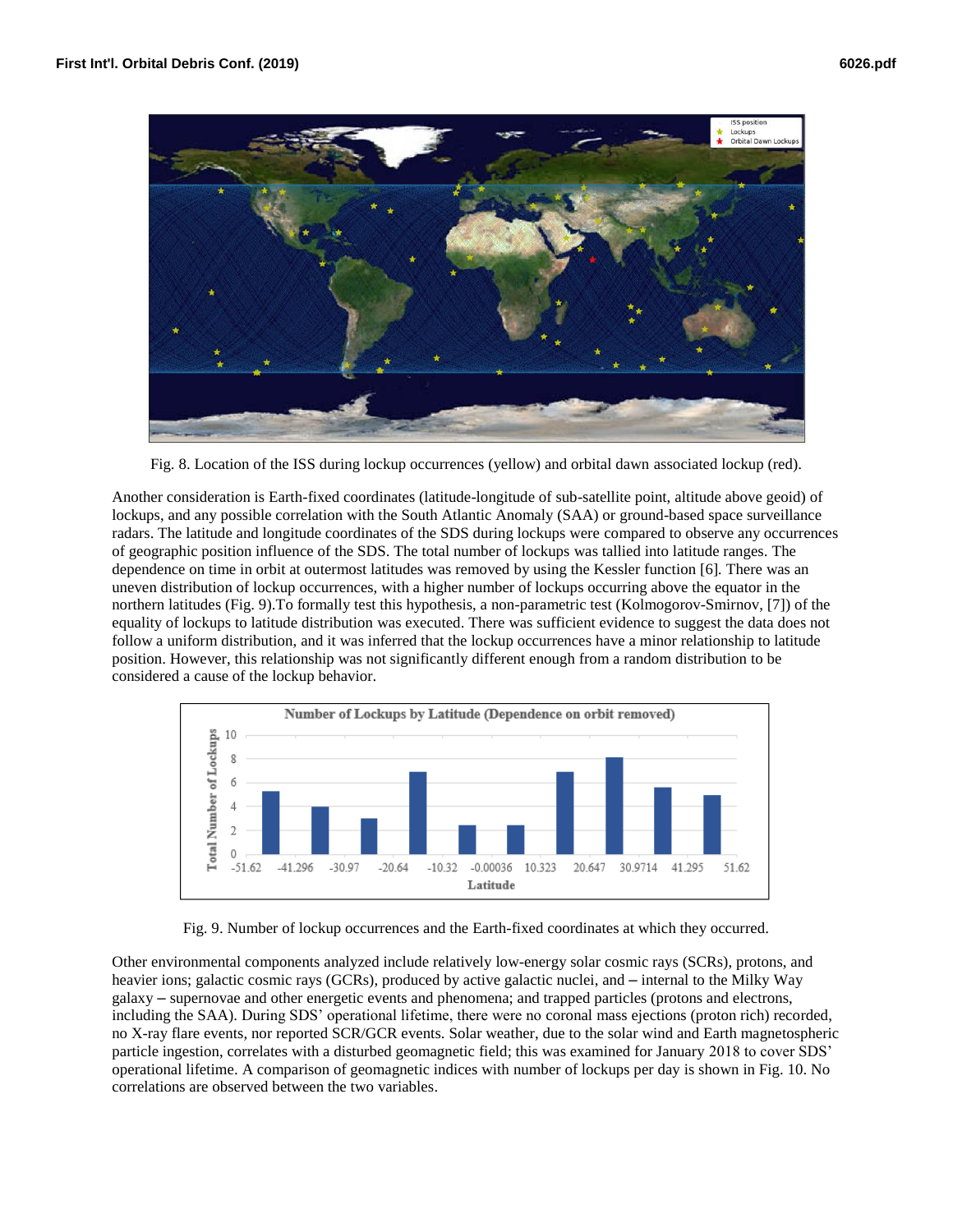Fig. 8. Location of the ISS during lockup occurrences (yellow) and orbital dawn associated lockup (red).

Another consideration is Earth-fixed coordinates (latitude-longitude of sub-satellite point, altitude above geoid) of lockups, and any possible correlation with the South Atlantic Anomaly (SAA) or ground-based space surveillance radars. The latitude and longitude coordinates of the SDS during lockups were compared to observe any occurrences of geographic position influence of the SDS. The total number of lockups was tallied into latitude ranges. The dependence on time in orbit at outermost latitudes was removed by using the Kessler function [6]. There was an uneven distribution of lockup occurrences, with a higher number of lockups occurring above the equator in the northern latitudes (Fig. 9).To formally test this hypothesis, a non-parametric test (Kolmogorov-Smirnov, [7]) of the equality of lockups to latitude distribution was executed. There was sufficient evidence to suggest the data does not follow a uniform distribution, and it was inferred that the lockup occurrences have a minor relationship to latitude position. However, this relationship was not significantly different enough from a random distribution to be considered a cause of the lockup behavior.

Fig. 9. Number of lockup occurrences and the Earth-fixed coordinates at which they occurred.

Other environmental components analyzed include relatively low-energy solar cosmic rays (SCRs), protons, and heavier ions; galactic cosmic rays (GCRs), produced by active galactic nuclei, and – internal to the Milky Way galaxy – supernovae and other energetic events and phenomena; and trapped particles (protons and electrons, including the SAA). During SDS' operational lifetime, there were no coronal mass ejections (proton rich) recorded, no X-ray flare events, nor reported SCR/GCR events. Solar weather, due to the solar wind and Earth magnetospheric particle ingestion, correlates with a disturbed geomagnetic field; this was examined for January 2018 to cover SDS' operational lifetime. A comparison of geomagnetic indices with number of lockups per day is shown in Fig. 10. No correlations are observed between the two variables.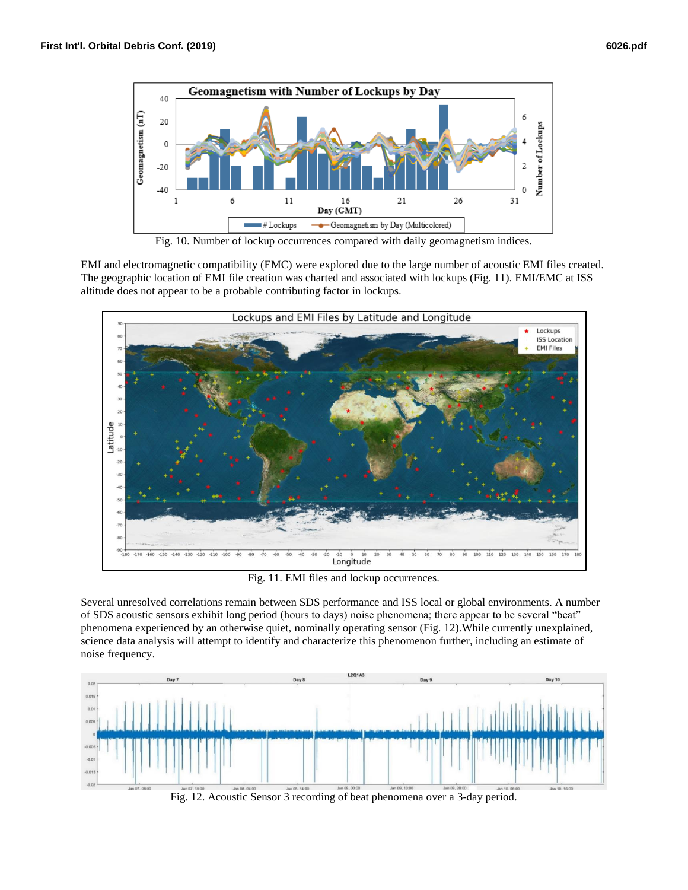Fig. 10. Number of lockup occurrences compared with daily geomagnetism indices.

EMI and electromagnetic compatibility (EMC) were explored due to the large number of acoustic EMI files created. The geographic location of EMI file creation was charted and associated with lockups (Fig. 11). EMI/EMC at ISS altitude does not appear to be a probable contributing factor in lockups.

Fig. 11. EMI files and lockup occurrences.

Several unresolved correlations remain between SDS performance and ISS local or global environments. A number of SDS acoustic sensors exhibit long period (hours to days) noise phenomena; there appear to be several "beat" phenomena experienced by an otherwise quiet, nominally operating sensor (Fig. 12).While currently unexplained, science data analysis will attempt to identify and characterize this phenomenon further, including an estimate of noise frequency.

Fig. 12. Acoustic Sensor 3 recording of beat phenomena over a 3-day period.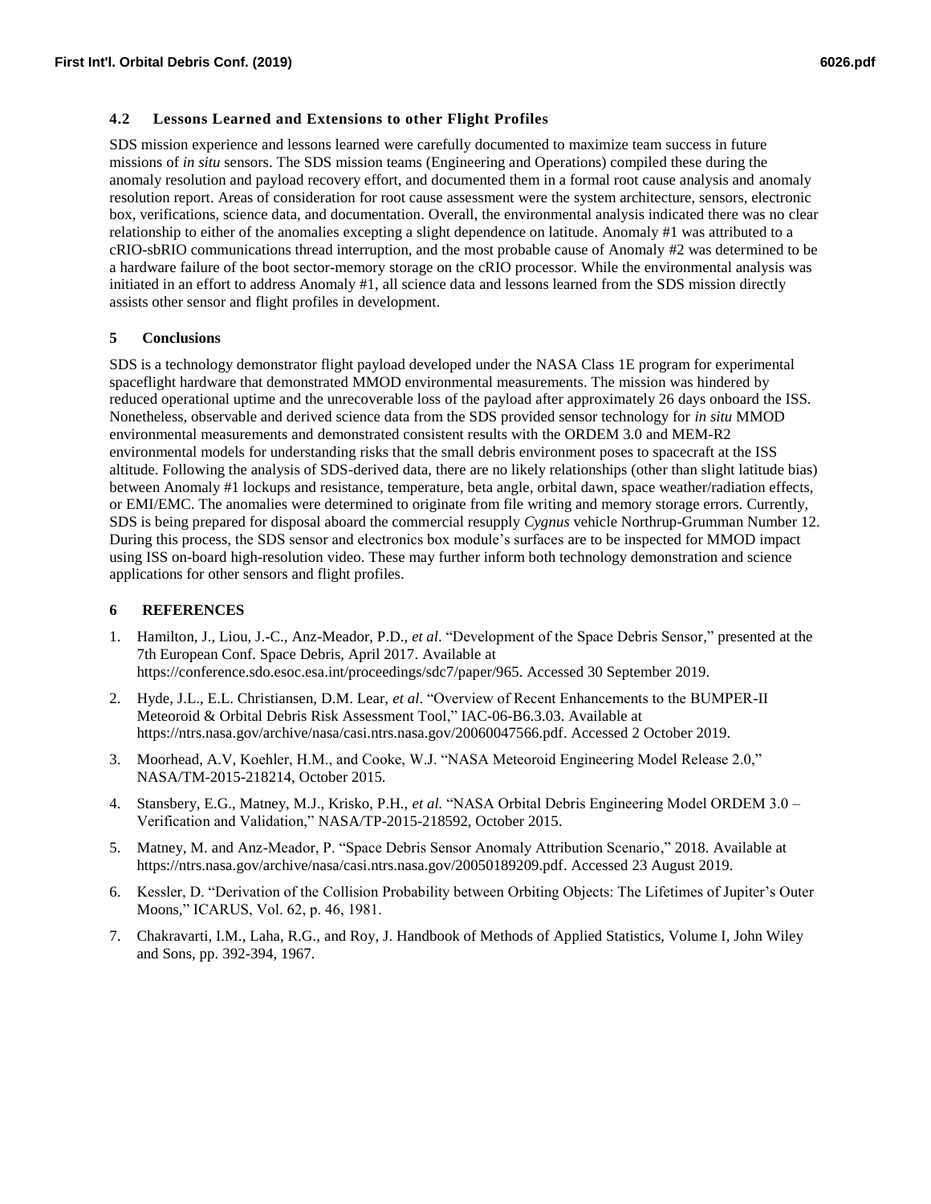### 4.2 Lessons Learned and Extensions to other Flight Profiles

SDS mission experience and lessons learned were carefully documented to maximize team success in future missions of *in situ* sensors. The SDS mission teams (Engineering and Operations) compiled these during the anomaly resolution and payload recovery effort, and documented them in a formal root cause analysis and anomaly resolution report. Areas of consideration for root cause assessment were the system architecture, sensors, electronic box, verifications, science data, and documentation. Overall, the environmental analysis indicated there was no clear relationship to either of the anomalies excepting a slight dependence on latitude. Anomaly #1 was attributed to a cRIO-sbRIO communications thread interruption, and the most probable cause of Anomaly #2 was determined to be a hardware failure of the boot sector-memory storage on the cRIO processor. While the environmental analysis was initiated in an effort to address Anomaly #1, all science data and lessons learned from the SDS mission directly assists other sensor and flight profiles in development.

## 5 Conclusions

SDS is a technology demonstrator flight payload developed under the NASA Class 1E program for experimental spaceflight hardware that demonstrated MMOD environmental measurements. The mission was hindered by reduced operational uptime and the unrecoverable loss of the payload after approximately 26 days onboard the ISS. Nonetheless, observable and derived science data from the SDS provided sensor technology for *in situ* MMOD environmental measurements and demonstrated consistent results with the ORDEM 3.0 and MEM-R2 environmental models for understanding risks that the small debris environment poses to spacecraft at the ISS altitude. Following the analysis of SDS-derived data, there are no likely relationships (other than slight latitude bias) between Anomaly #1 lockups and resistance, temperature, beta angle, orbital dawn, space weather/radiation effects, or EMI/EMC. The anomalies were determined to originate from file writing and memory storage errors. Currently, SDS is being prepared for disposal aboard the commercial resupply *Cygnus* vehicle Northrup-Grumman Number 12. During this process, the SDS sensor and electronics box module's surfaces are to be inspected for MMOD impact using ISS on-board high-resolution video. These may further inform both technology demonstration and science applications for other sensors and flight profiles.

## 6 REFERENCES

1. Hamilton, J., Liou, J.-C., Anz-Meador, P.D., *et al*. "Development of the Space Debris Sensor," presented at the 7th European Conf. Space Debris, April 2017. Available at https://conference.sdo.esoc.esa.int/proceedings/sdc7/paper/965. Accessed 30 September 2019.
2. Hyde, J.L., E.L. Christiansen, D.M. Lear, *et al*. "Overview of Recent Enhancements to the BUMPER-II Meteoroid & Orbital Debris Risk Assessment Tool," IAC-06-B6.3.03. Available at https://ntrs.nasa.gov/archive/nasa/casi.ntrs.nasa.gov/20060047566.pdf. Accessed 2 October 2019.
3. Moorhead, A.V, Koehler, H.M., and Cooke, W.J. "NASA Meteoroid Engineering Model Release 2.0," NASA/TM-2015-218214, October 2015.
4. Stansbery, E.G., Matney, M.J., Krisko, P.H., *et al.* "NASA Orbital Debris Engineering Model ORDEM 3.0 – Verification and Validation," NASA/TP-2015-218592, October 2015.
5. Matney, M. and Anz-Meador, P. "Space Debris Sensor Anomaly Attribution Scenario," 2018. Available at https://ntrs.nasa.gov/archive/nasa/casi.ntrs.nasa.gov/20050189209.pdf. Accessed 23 August 2019.
6. Kessler, D. "Derivation of the Collision Probability between Orbiting Objects: The Lifetimes of Jupiter's Outer Moons," ICARUS, Vol. 62, p. 46, 1981.
7. Chakravarti, I.M., Laha, R.G., and Roy, J. Handbook of Methods of Applied Statistics, Volume I, John Wiley and Sons, pp. 392-394, 1967.